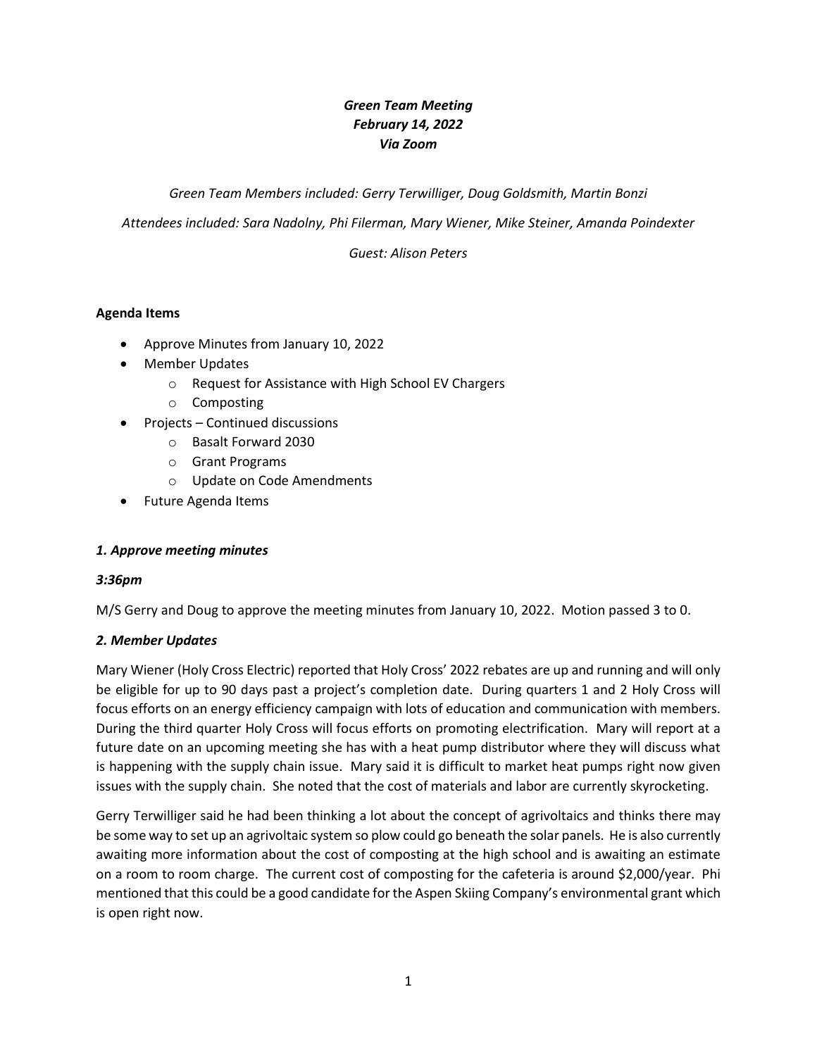***Green Team Meeting***
***February 14, 2022***
***Via Zoom***

*Green Team Members included: Gerry Terwilliger, Doug Goldsmith, Martin Bonzi*

*Attendees included: Sara Nadolny, Phi Filerman, Mary Wiener, Mike Steiner, Amanda Poindexter*

*Guest: Alison Peters*

**Agenda Items**

- Approve Minutes from January 10, 2022
- Member Updates
  - Request for Assistance with High School EV Chargers
  - Composting
- Projects – Continued discussions
  - Basalt Forward 2030
  - Grant Programs
  - Update on Code Amendments
- Future Agenda Items

***1. Approve meeting minutes***

***3:36pm***

M/S Gerry and Doug to approve the meeting minutes from January 10, 2022. Motion passed 3 to 0.

***2. Member Updates***

Mary Wiener (Holy Cross Electric) reported that Holy Cross' 2022 rebates are up and running and will only be eligible for up to 90 days past a project's completion date. During quarters 1 and 2 Holy Cross will focus efforts on an energy efficiency campaign with lots of education and communication with members. During the third quarter Holy Cross will focus efforts on promoting electrification. Mary will report at a future date on an upcoming meeting she has with a heat pump distributor where they will discuss what is happening with the supply chain issue. Mary said it is difficult to market heat pumps right now given issues with the supply chain. She noted that the cost of materials and labor are currently skyrocketing.

Gerry Terwilliger said he had been thinking a lot about the concept of agrivoltaics and thinks there may be some way to set up an agrivoltaic system so plow could go beneath the solar panels. He is also currently awaiting more information about the cost of composting at the high school and is awaiting an estimate on a room to room charge. The current cost of composting for the cafeteria is around $2,000/year. Phi mentioned that this could be a good candidate for the Aspen Skiing Company's environmental grant which is open right now.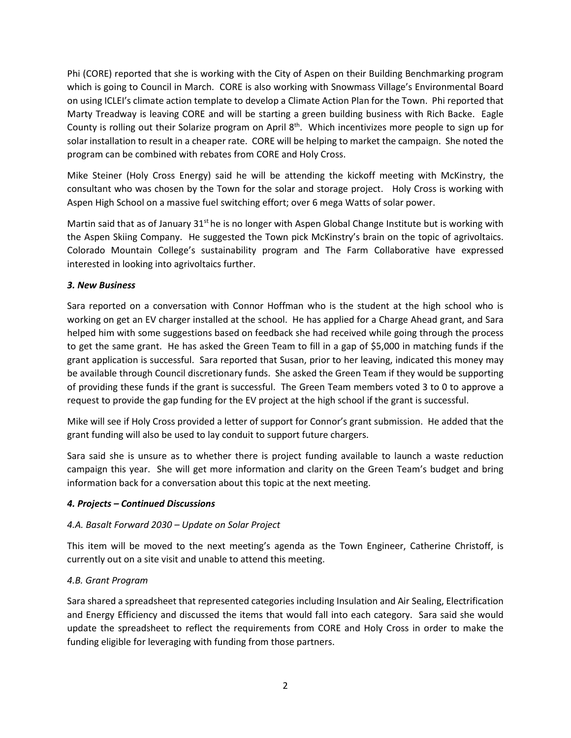Phi (CORE) reported that she is working with the City of Aspen on their Building Benchmarking program which is going to Council in March. CORE is also working with Snowmass Village's Environmental Board on using ICLEI's climate action template to develop a Climate Action Plan for the Town. Phi reported that Marty Treadway is leaving CORE and will be starting a green building business with Rich Backe. Eagle County is rolling out their Solarize program on April 8th. Which incentivizes more people to sign up for solar installation to result in a cheaper rate. CORE will be helping to market the campaign. She noted the program can be combined with rebates from CORE and Holy Cross.

Mike Steiner (Holy Cross Energy) said he will be attending the kickoff meeting with McKinstry, the consultant who was chosen by the Town for the solar and storage project. Holy Cross is working with Aspen High School on a massive fuel switching effort; over 6 mega Watts of solar power.

Martin said that as of January 31st he is no longer with Aspen Global Change Institute but is working with the Aspen Skiing Company. He suggested the Town pick McKinstry's brain on the topic of agrivoltaics. Colorado Mountain College's sustainability program and The Farm Collaborative have expressed interested in looking into agrivoltaics further.

### *3. New Business*

Sara reported on a conversation with Connor Hoffman who is the student at the high school who is working on get an EV charger installed at the school. He has applied for a Charge Ahead grant, and Sara helped him with some suggestions based on feedback she had received while going through the process to get the same grant. He has asked the Green Team to fill in a gap of $5,000 in matching funds if the grant application is successful. Sara reported that Susan, prior to her leaving, indicated this money may be available through Council discretionary funds. She asked the Green Team if they would be supporting of providing these funds if the grant is successful. The Green Team members voted 3 to 0 to approve a request to provide the gap funding for the EV project at the high school if the grant is successful.

Mike will see if Holy Cross provided a letter of support for Connor's grant submission. He added that the grant funding will also be used to lay conduit to support future chargers.

Sara said she is unsure as to whether there is project funding available to launch a waste reduction campaign this year. She will get more information and clarity on the Green Team's budget and bring information back for a conversation about this topic at the next meeting.

### *4. Projects – Continued Discussions*

#### *4.A. Basalt Forward 2030 – Update on Solar Project*

This item will be moved to the next meeting's agenda as the Town Engineer, Catherine Christoff, is currently out on a site visit and unable to attend this meeting.

#### *4.B. Grant Program*

Sara shared a spreadsheet that represented categories including Insulation and Air Sealing, Electrification and Energy Efficiency and discussed the items that would fall into each category. Sara said she would update the spreadsheet to reflect the requirements from CORE and Holy Cross in order to make the funding eligible for leveraging with funding from those partners.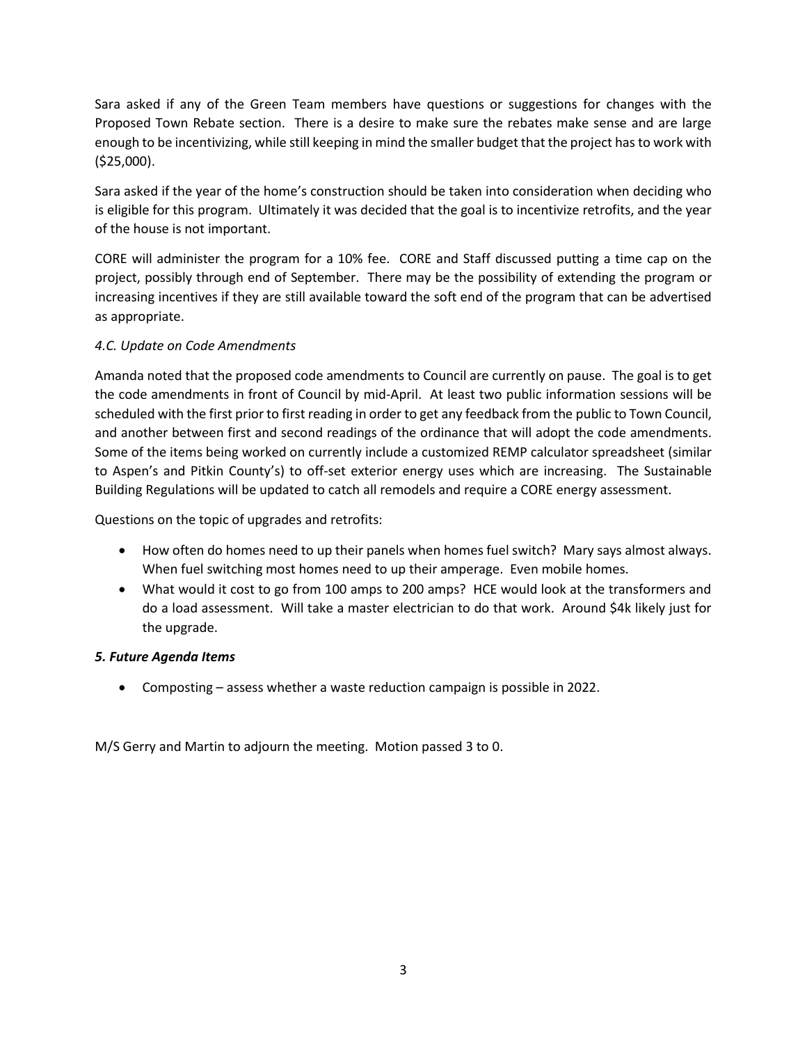Sara asked if any of the Green Team members have questions or suggestions for changes with the Proposed Town Rebate section. There is a desire to make sure the rebates make sense and are large enough to be incentivizing, while still keeping in mind the smaller budget that the project has to work with ($25,000).

Sara asked if the year of the home's construction should be taken into consideration when deciding who is eligible for this program. Ultimately it was decided that the goal is to incentivize retrofits, and the year of the house is not important.

CORE will administer the program for a 10% fee. CORE and Staff discussed putting a time cap on the project, possibly through end of September. There may be the possibility of extending the program or increasing incentives if they are still available toward the soft end of the program that can be advertised as appropriate.

*4.C. Update on Code Amendments*

Amanda noted that the proposed code amendments to Council are currently on pause. The goal is to get the code amendments in front of Council by mid-April. At least two public information sessions will be scheduled with the first prior to first reading in order to get any feedback from the public to Town Council, and another between first and second readings of the ordinance that will adopt the code amendments. Some of the items being worked on currently include a customized REMP calculator spreadsheet (similar to Aspen's and Pitkin County's) to off-set exterior energy uses which are increasing. The Sustainable Building Regulations will be updated to catch all remodels and require a CORE energy assessment.

Questions on the topic of upgrades and retrofits:

- How often do homes need to up their panels when homes fuel switch? Mary says almost always. When fuel switching most homes need to up their amperage. Even mobile homes.
- What would it cost to go from 100 amps to 200 amps? HCE would look at the transformers and do a load assessment. Will take a master electrician to do that work. Around $4k likely just for the upgrade.

***5. Future Agenda Items***

- Composting – assess whether a waste reduction campaign is possible in 2022.

M/S Gerry and Martin to adjourn the meeting. Motion passed 3 to 0.